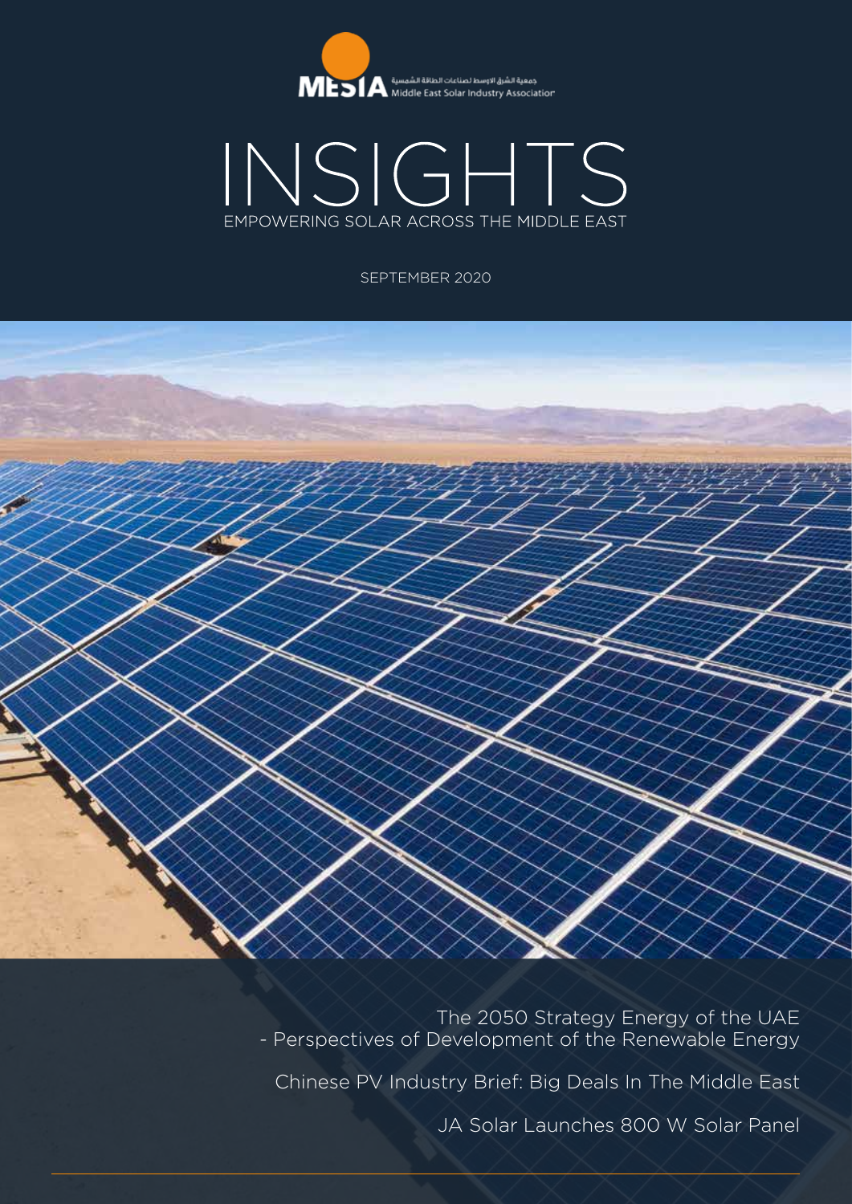MESIA جمعية الشرق الاوسط لصناعات الطاقة الشمسية Middle East Solar Industry Association

# INSIGHTS

EMPOWERING SOLAR ACROSS THE MIDDLE EAST

SEPTEMBER 2020

The 2050 Strategy Energy of the UAE
- Perspectives of Development of the Renewable Energy

Chinese PV Industry Brief: Big Deals In The Middle East

JA Solar Launches 800 W Solar Panel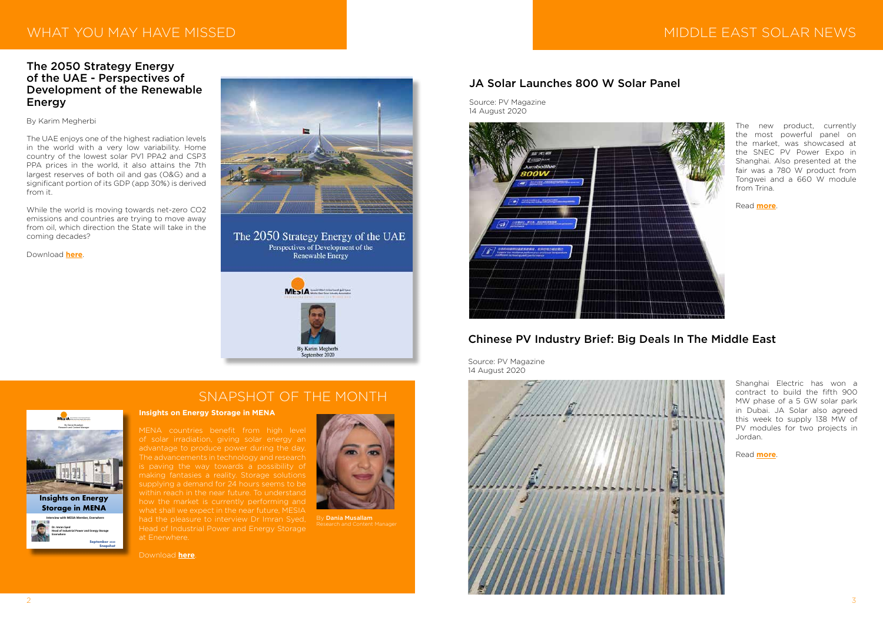# WHAT YOU MAY HAVE MISSED

## The 2050 Strategy Energy of the UAE - Perspectives of Development of the Renewable Energy

By Karim Megherbi

The UAE enjoys one of the highest radiation levels in the world with a very low variability. Home country of the lowest solar PV1 PPA2 and CSP3 PPA prices in the world, it also attains the 7th largest reserves of both oil and gas (O&G) and a significant portion of its GDP (app 30%) is derived from it.

While the world is moving towards net-zero CO2 emissions and countries are trying to move away from oil, which direction the State will take in the coming decades?

Download **here**.

The 2050 Strategy Energy of the UAE
Perspectives of Development of the Renewable Energy

By Karim Megherbi
September 2020

# SNAPSHOT OF THE MONTH

**Insights on Energy Storage in MENA**

MENA countries benefit from high level of solar irradiation, giving solar energy an advantage to produce power during the day. The advancements in technology and research is paving the way towards a possibility of making fantasies a reality. Storage solutions supplying a demand for 24 hours seems to be within reach in the near future. To understand how the market is currently performing and what shall we expect in the near future, MESIA had the pleasure to interview Dr Imran Syed, Head of Industrial Power and Energy Storage at Enerwhere.

Download **here**.

By **Dania Musallam**
Research and Content Manager

# MIDDLE EAST SOLAR NEWS

## JA Solar Launches 800 W Solar Panel

Source: PV Magazine
14 August 2020

The new product, currently the most powerful panel on the market, was showcased at the SNEC PV Power Expo in Shanghai. Also presented at the fair was a 780 W product from Tongwei and a 660 W module from Trina.

Read **more**.

## Chinese PV Industry Brief: Big Deals In The Middle East

Source: PV Magazine
14 August 2020

Shanghai Electric has won a contract to build the fifth 900 MW phase of a 5 GW solar park in Dubai. JA Solar also agreed this week to supply 138 MW of PV modules for two projects in Jordan.

Read **more**.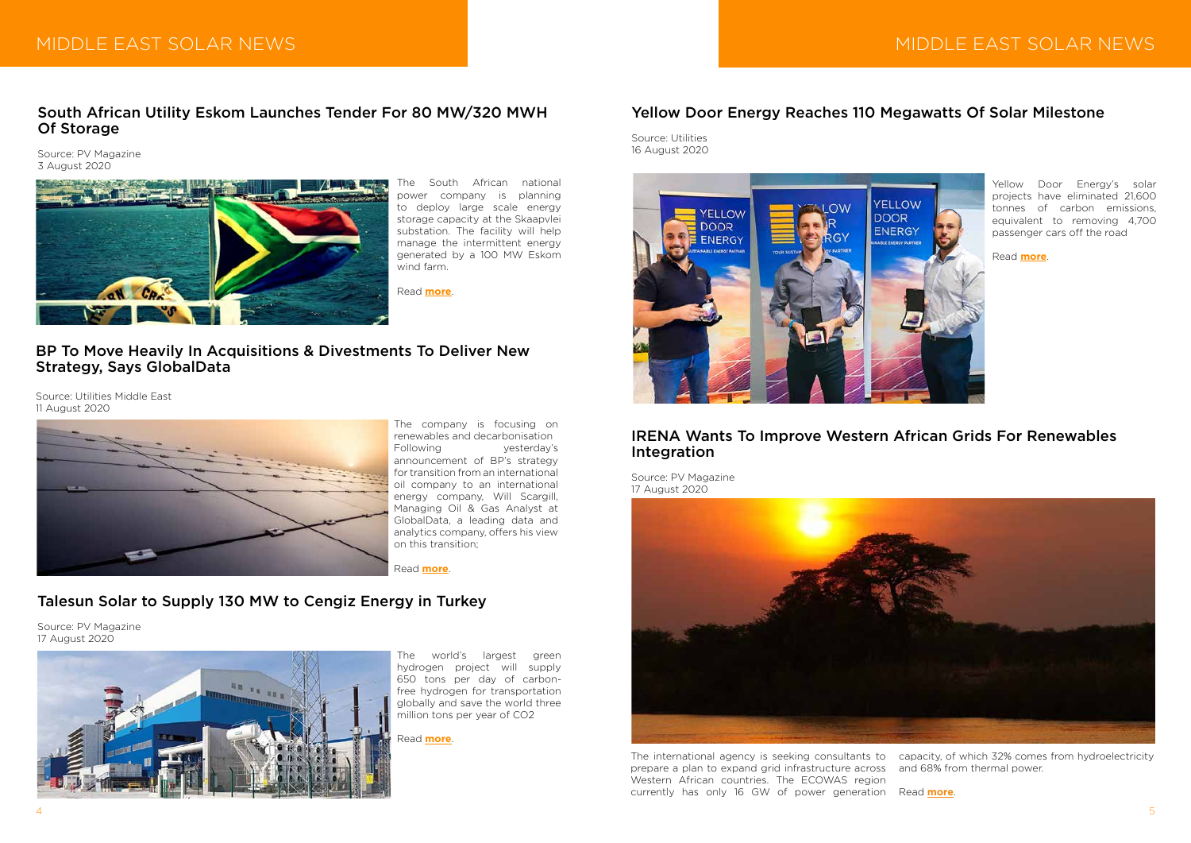## South African Utility Eskom Launches Tender For 80 MW/320 MWH Of Storage

Source: PV Magazine
3 August 2020

The South African national power company is planning to deploy large scale energy storage capacity at the Skaapvlei substation. The facility will help manage the intermittent energy generated by a 100 MW Eskom wind farm.

Read **more**.

## BP To Move Heavily In Acquisitions & Divestments To Deliver New Strategy, Says GlobalData

Source: Utilities Middle East
11 August 2020

The company is focusing on renewables and decarbonisation Following yesterday's announcement of BP's strategy for transition from an international oil company to an international energy company, Will Scargill, Managing Oil & Gas Analyst at GlobalData, a leading data and analytics company, offers his view on this transition;

Read **more**.

## Talesun Solar to Supply 130 MW to Cengiz Energy in Turkey

Source: PV Magazine
17 August 2020

The world's largest green hydrogen project will supply 650 tons per day of carbon-free hydrogen for transportation globally and save the world three million tons per year of CO2

Read **more**.

## Yellow Door Energy Reaches 110 Megawatts Of Solar Milestone

Source: Utilities
16 August 2020

Yellow Door Energy's solar projects have eliminated 21,600 tonnes of carbon emissions, equivalent to removing 4,700 passenger cars off the road

Read **more**.

## IRENA Wants To Improve Western African Grids For Renewables Integration

Source: PV Magazine
17 August 2020

The international agency is seeking consultants to prepare a plan to expand grid infrastructure across Western African countries. The ECOWAS region currently has only 16 GW of power generation capacity, of which 32% comes from hydroelectricity and 68% from thermal power.

Read **more**.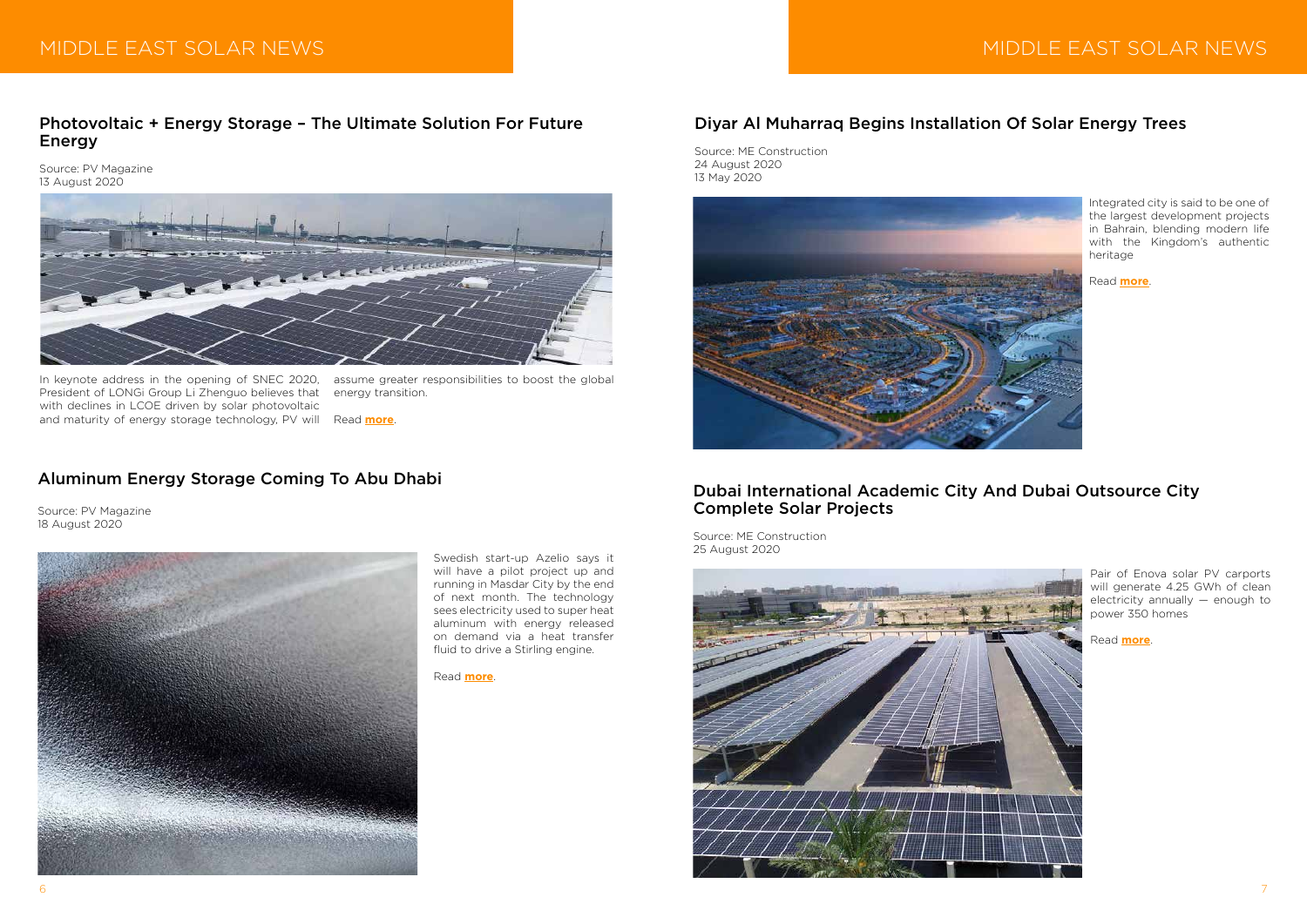## Photovoltaic + Energy Storage – The Ultimate Solution For Future Energy

Source: PV Magazine
13 August 2020

In keynote address in the opening of SNEC 2020, President of LONGi Group Li Zhenguo believes that with declines in LCOE driven by solar photovoltaic and maturity of energy storage technology, PV will assume greater responsibilities to boost the global energy transition.

Read **more**.

## Aluminum Energy Storage Coming To Abu Dhabi

Source: PV Magazine
18 August 2020

Swedish start-up Azelio says it will have a pilot project up and running in Masdar City by the end of next month. The technology sees electricity used to super heat aluminum with energy released on demand via a heat transfer fluid to drive a Stirling engine.

Read **more**.

## Diyar Al Muharraq Begins Installation Of Solar Energy Trees

Source: ME Construction
24 August 2020
13 May 2020

Integrated city is said to be one of the largest development projects in Bahrain, blending modern life with the Kingdom's authentic heritage

Read **more**.

## Dubai International Academic City And Dubai Outsource City Complete Solar Projects

Source: ME Construction
25 August 2020

Pair of Enova solar PV carports will generate 4.25 GWh of clean electricity annually — enough to power 350 homes

Read **more**.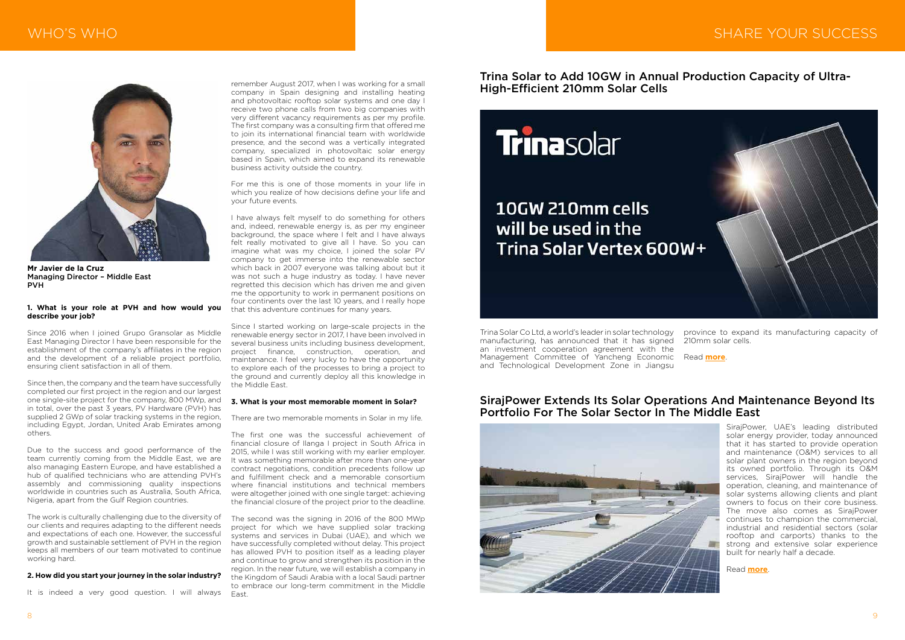# WHO'S WHO

**Mr Javier de la Cruz**
**Managing Director – Middle East**
**PVH**

**1. What is your role at PVH and how would you describe your job?**

Since 2016 when I joined Grupo Gransolar as Middle East Managing Director I have been responsible for the establishment of the company's affiliates in the region and the development of a reliable project portfolio, ensuring client satisfaction in all of them.

Since then, the company and the team have successfully completed our first project in the region and our largest one single-site project for the company, 800 MWp, and in total, over the past 3 years, PV Hardware (PVH) has supplied 2 GWp of solar tracking systems in the region, including Egypt, Jordan, United Arab Emirates among others.

Due to the success and good performance of the team currently coming from the Middle East, we are also managing Eastern Europe, and have established a hub of qualified technicians who are attending PVH's assembly and commissioning quality inspections worldwide in countries such as Australia, South Africa, Nigeria, apart from the Gulf Region countries.

The work is culturally challenging due to the diversity of our clients and requires adapting to the different needs and expectations of each one. However, the successful growth and sustainable settlement of PVH in the region keeps all members of our team motivated to continue working hard.

**2. How did you start your journey in the solar industry?**

It is indeed a very good question. I will always remember August 2017, when I was working for a small company in Spain designing and installing heating and photovoltaic rooftop solar systems and one day I receive two phone calls from two big companies with very different vacancy requirements as per my profile. The first company was a consulting firm that offered me to join its international financial team with worldwide presence, and the second was a vertically integrated company, specialized in photovoltaic solar energy based in Spain, which aimed to expand its renewable business activity outside the country.

For me this is one of those moments in your life in which you realize of how decisions define your life and your future events.

I have always felt myself to do something for others and, indeed, renewable energy is, as per my engineer background, the space where I felt and I have always felt really motivated to give all I have. So you can imagine what was my choice, I joined the solar PV company to get immerse into the renewable sector which back in 2007 everyone was talking about but it was not such a huge industry as today. I have never regretted this decision which has driven me and given me the opportunity to work in permanent positions on four continents over the last 10 years, and I really hope that this adventure continues for many years.

Since I started working on large-scale projects in the renewable energy sector in 2017, I have been involved in several business units including business development, project finance, construction, operation, and maintenance. I feel very lucky to have the opportunity to explore each of the processes to bring a project to the ground and currently deploy all this knowledge in the Middle East.

**3. What is your most memorable moment in Solar?**

There are two memorable moments in Solar in my life.

The first one was the successful achievement of financial closure of Ilanga I project in South Africa in 2015, while I was still working with my earlier employer. It was something memorable after more than one-year contract negotiations, condition precedents follow up and fulfillment check and a memorable consortium where financial institutions and technical members were altogether joined with one single target: achieving the financial closure of the project prior to the deadline.

The second was the signing in 2016 of the 800 MWp project for which we have supplied solar tracking systems and services in Dubai (UAE), and which we have successfully completed without delay. This project has allowed PVH to position itself as a leading player and continue to grow and strengthen its position in the region. In the near future, we will establish a company in the Kingdom of Saudi Arabia with a local Saudi partner to embrace our long-term commitment in the Middle East.

# SHARE YOUR SUCCESS

## Trina Solar to Add 10GW in Annual Production Capacity of Ultra-High-Efficient 210mm Solar Cells

Trinasolar

10GW 210mm cells will be used in the Trina Solar Vertex 600W+

Trina Solar Co Ltd, a world's leader in solar technology manufacturing, has announced that it has signed an investment cooperation agreement with the Management Committee of Yancheng Economic and Technological Development Zone in Jiangsu province to expand its manufacturing capacity of 210mm solar cells.

Read **more**.

## SirajPower Extends Its Solar Operations And Maintenance Beyond Its Portfolio For The Solar Sector In The Middle East

SirajPower, UAE's leading distributed solar energy provider, today announced that it has started to provide operation and maintenance (O&M) services to all solar plant owners in the region beyond its owned portfolio. Through its O&M services, SirajPower will handle the operation, cleaning, and maintenance of solar systems allowing clients and plant owners to focus on their core business. The move also comes as SirajPower continues to champion the commercial, industrial and residential sectors (solar rooftop and carports) thanks to the strong and extensive solar experience built for nearly half a decade.

Read **more**.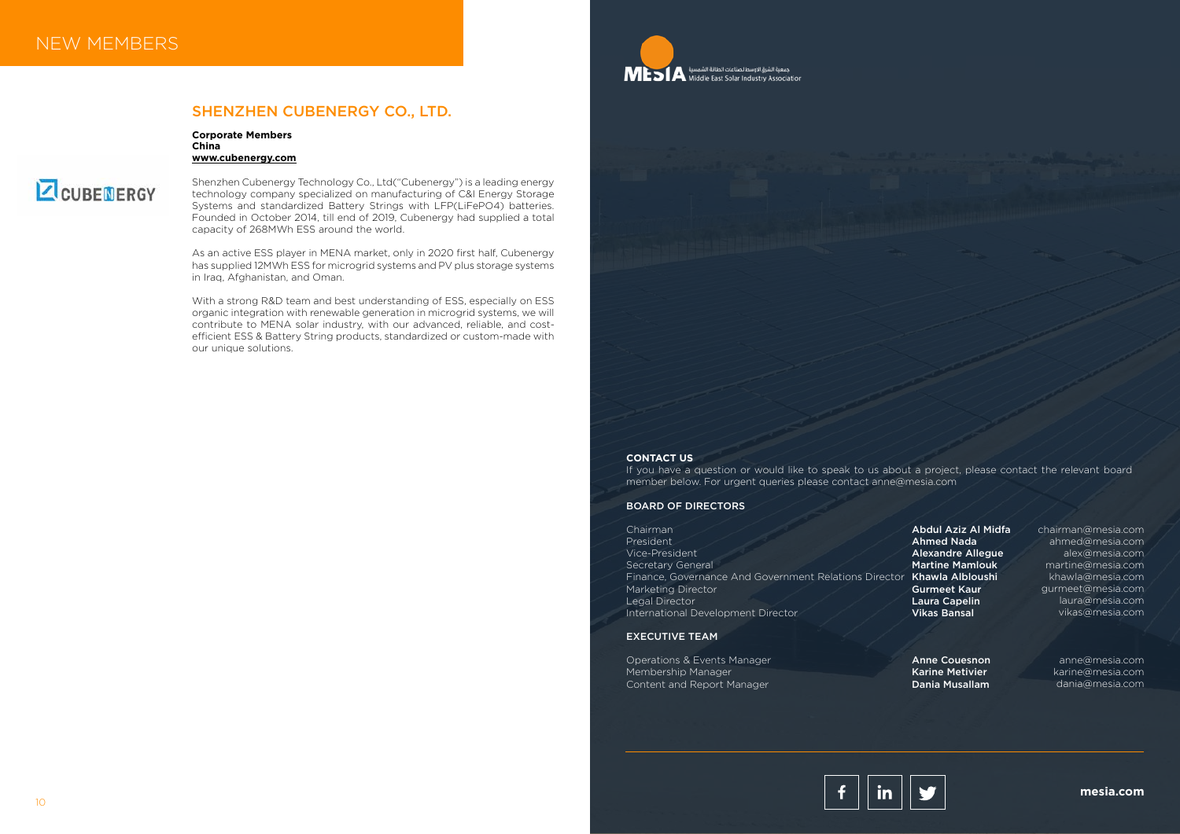# NEW MEMBERS

## SHENZHEN CUBENERGY CO., LTD.

**Corporate Members**
**China**
**www.cubenergy.com**

Shenzhen Cubenergy Technology Co., Ltd("Cubenergy") is a leading energy technology company specialized on manufacturing of C&I Energy Storage Systems and standardized Battery Strings with LFP(LiFePO4) batteries. Founded in October 2014, till end of 2019, Cubenergy had supplied a total capacity of 268MWh ESS around the world.

As an active ESS player in MENA market, only in 2020 first half, Cubenergy has supplied 12MWh ESS for microgrid systems and PV plus storage systems in Iraq, Afghanistan, and Oman.

With a strong R&D team and best understanding of ESS, especially on ESS organic integration with renewable generation in microgrid systems, we will contribute to MENA solar industry, with our advanced, reliable, and cost-efficient ESS & Battery String products, standardized or custom-made with our unique solutions.

MESIA جمعية الشرق الأوسط لصناعات الطاقة الشمسية Middle East Solar Industry Association

**CONTACT US**

If you have a question or would like to speak to us about a project, please contact the relevant board member below. For urgent queries please contact anne@mesia.com

### BOARD OF DIRECTORS

| | | |
|---|---|---|
| Chairman | **Abdul Aziz Al Midfa** | chairman@mesia.com |
| President | **Ahmed Nada** | ahmed@mesia.com |
| Vice-President | **Alexandre Allegue** | alex@mesia.com |
| Secretary General | **Martine Mamlouk** | martine@mesia.com |
| Finance, Governance And Government Relations Director | **Khawla Albloushi** | khawla@mesia.com |
| Marketing Director | **Gurmeet Kaur** | gurmeet@mesia.com |
| Legal Director | **Laura Capelin** | laura@mesia.com |
| International Development Director | **Vikas Bansal** | vikas@mesia.com |

### EXECUTIVE TEAM

| | | |
|---|---|---|
| Operations & Events Manager | **Anne Couesnon** | anne@mesia.com |
| Membership Manager | **Karine Metivier** | karine@mesia.com |
| Content and Report Manager | **Dania Musallam** | dania@mesia.com |

**mesia.com**